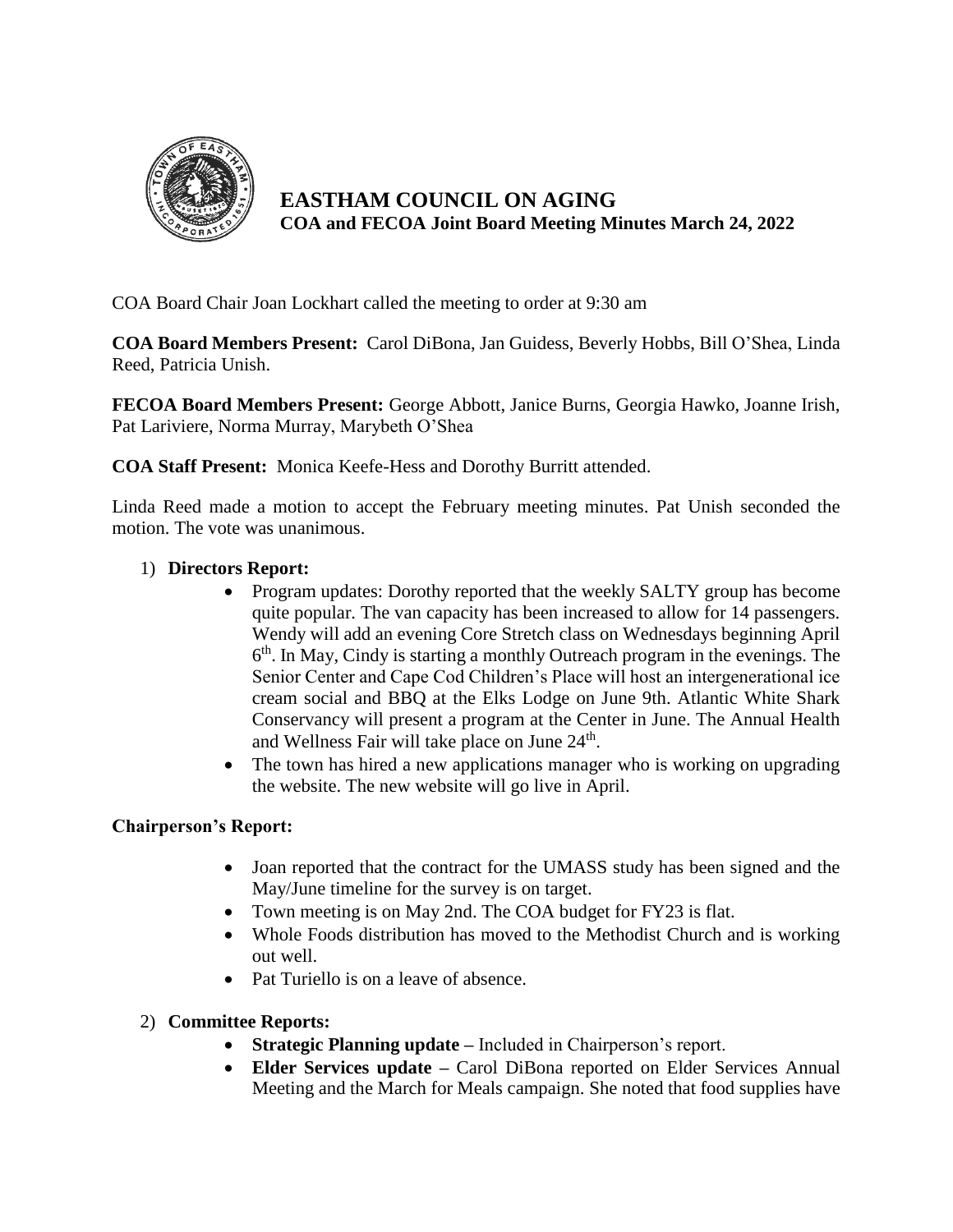# EASTHAM COUNCIL ON AGING

## COA and FECOA Joint Board Meeting Minutes March 24, 2022

COA Board Chair Joan Lockhart called the meeting to order at 9:30 am

**COA Board Members Present:** Carol DiBona, Jan Guidess, Beverly Hobbs, Bill O'Shea, Linda Reed, Patricia Unish.

**FECOA Board Members Present:** George Abbott, Janice Burns, Georgia Hawko, Joanne Irish, Pat Lariviere, Norma Murray, Marybeth O'Shea

**COA Staff Present:** Monica Keefe-Hess and Dorothy Burritt attended.

Linda Reed made a motion to accept the February meeting minutes. Pat Unish seconded the motion. The vote was unanimous.

1) **Directors Report:**
   - Program updates: Dorothy reported that the weekly SALTY group has become quite popular. The van capacity has been increased to allow for 14 passengers. Wendy will add an evening Core Stretch class on Wednesdays beginning April 6th. In May, Cindy is starting a monthly Outreach program in the evenings. The Senior Center and Cape Cod Children's Place will host an intergenerational ice cream social and BBQ at the Elks Lodge on June 9th. Atlantic White Shark Conservancy will present a program at the Center in June. The Annual Health and Wellness Fair will take place on June 24th.
   - The town has hired a new applications manager who is working on upgrading the website. The new website will go live in April.

**Chairperson's Report:**

- Joan reported that the contract for the UMASS study has been signed and the May/June timeline for the survey is on target.
- Town meeting is on May 2nd. The COA budget for FY23 is flat.
- Whole Foods distribution has moved to the Methodist Church and is working out well.
- Pat Turiello is on a leave of absence.

2) **Committee Reports:**
   - **Strategic Planning update –** Included in Chairperson's report.
   - **Elder Services update –** Carol DiBona reported on Elder Services Annual Meeting and the March for Meals campaign. She noted that food supplies have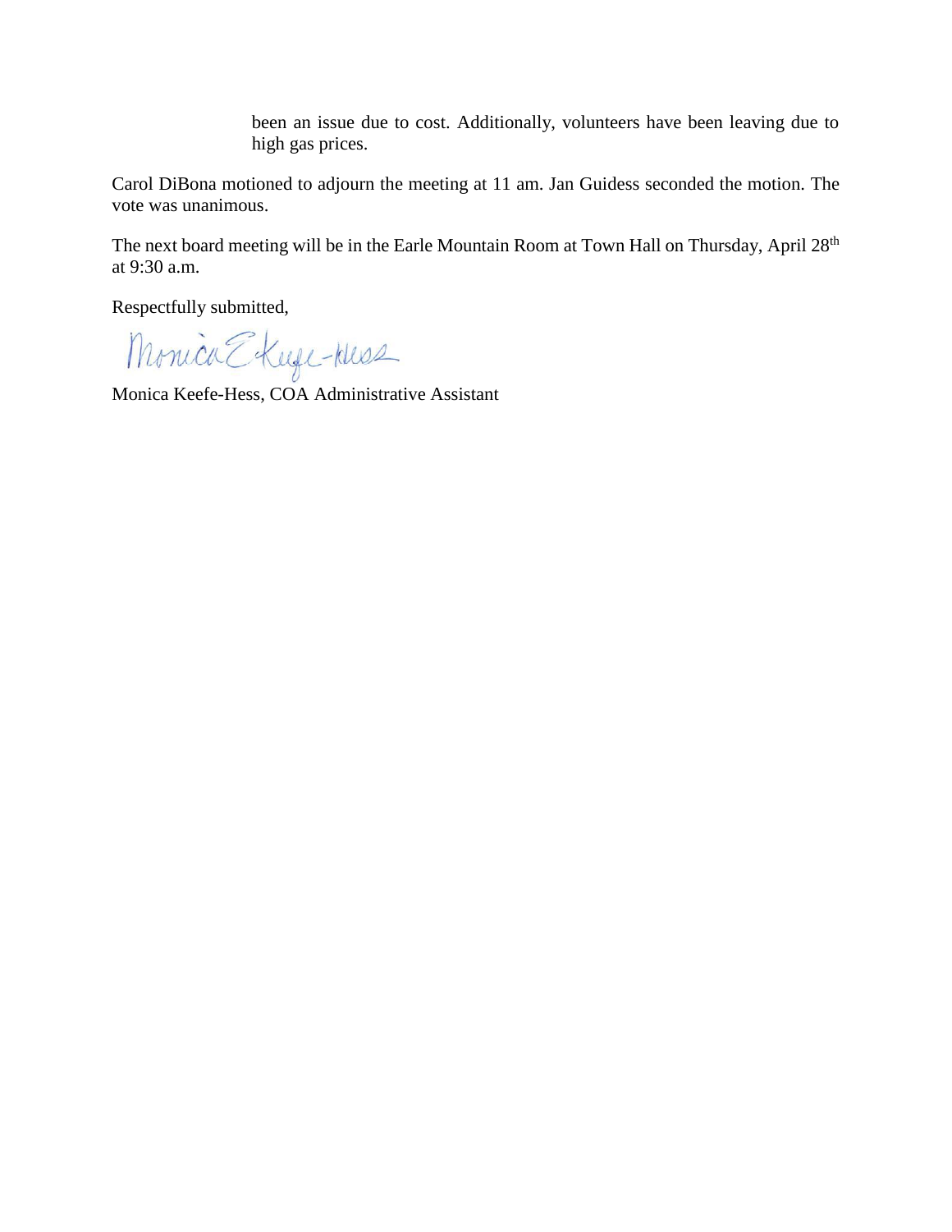been an issue due to cost. Additionally, volunteers have been leaving due to high gas prices.

Carol DiBona motioned to adjourn the meeting at 11 am. Jan Guidess seconded the motion. The vote was unanimous.

The next board meeting will be in the Earle Mountain Room at Town Hall on Thursday, April 28th at 9:30 a.m.

Respectfully submitted,

Monica E Keefe-Hess

Monica Keefe-Hess, COA Administrative Assistant